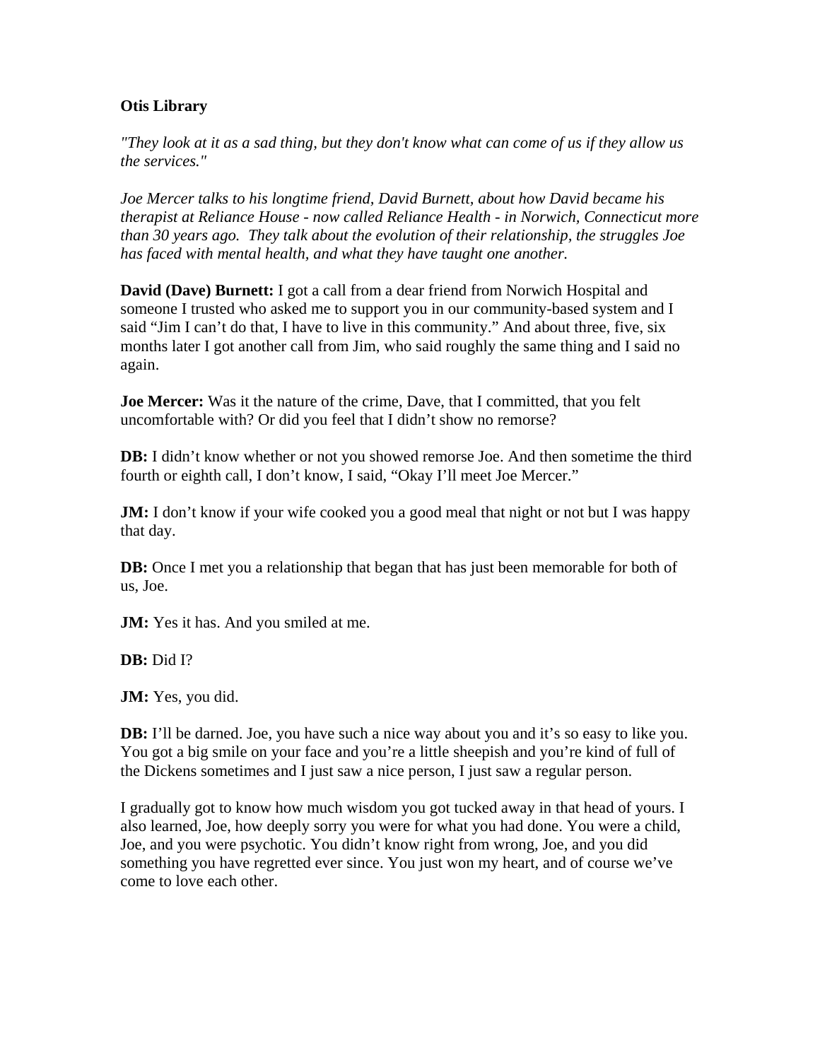**Otis Library**

*"They look at it as a sad thing, but they don't know what can come of us if they allow us the services."*

*Joe Mercer talks to his longtime friend, David Burnett, about how David became his therapist at Reliance House - now called Reliance Health - in Norwich, Connecticut more than 30 years ago. They talk about the evolution of their relationship, the struggles Joe has faced with mental health, and what they have taught one another.*

**David (Dave) Burnett:** I got a call from a dear friend from Norwich Hospital and someone I trusted who asked me to support you in our community-based system and I said "Jim I can't do that, I have to live in this community." And about three, five, six months later I got another call from Jim, who said roughly the same thing and I said no again.

**Joe Mercer:** Was it the nature of the crime, Dave, that I committed, that you felt uncomfortable with? Or did you feel that I didn't show no remorse?

**DB:** I didn't know whether or not you showed remorse Joe. And then sometime the third fourth or eighth call, I don't know, I said, "Okay I'll meet Joe Mercer."

**JM:** I don't know if your wife cooked you a good meal that night or not but I was happy that day.

**DB:** Once I met you a relationship that began that has just been memorable for both of us, Joe.

**JM:** Yes it has. And you smiled at me.

**DB:** Did I?

**JM:** Yes, you did.

**DB:** I'll be darned. Joe, you have such a nice way about you and it's so easy to like you. You got a big smile on your face and you're a little sheepish and you're kind of full of the Dickens sometimes and I just saw a nice person, I just saw a regular person.

I gradually got to know how much wisdom you got tucked away in that head of yours. I also learned, Joe, how deeply sorry you were for what you had done. You were a child, Joe, and you were psychotic. You didn't know right from wrong, Joe, and you did something you have regretted ever since. You just won my heart, and of course we've come to love each other.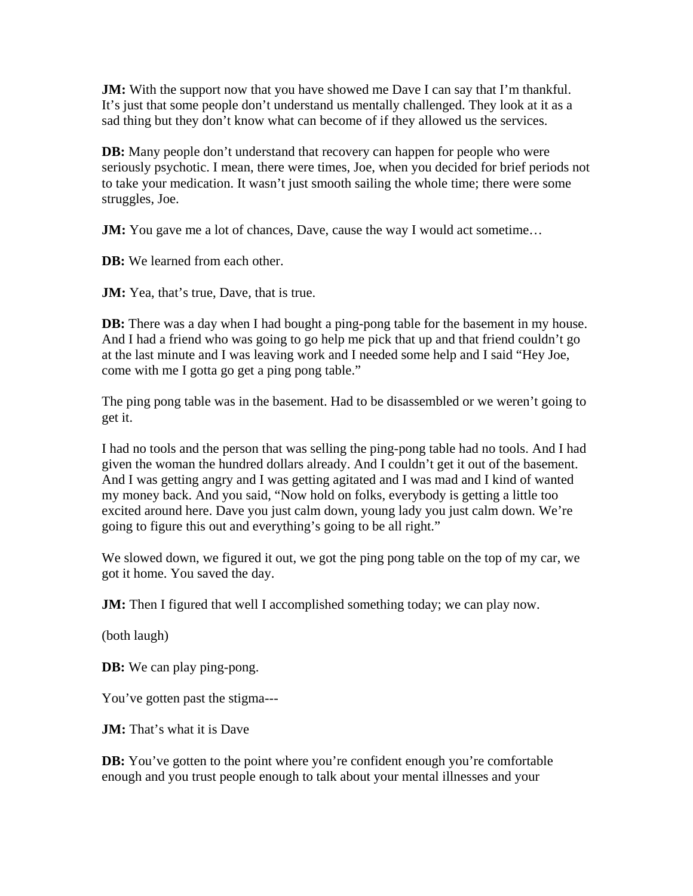**JM:** With the support now that you have showed me Dave I can say that I'm thankful. It's just that some people don't understand us mentally challenged. They look at it as a sad thing but they don't know what can become of if they allowed us the services.

**DB:** Many people don't understand that recovery can happen for people who were seriously psychotic. I mean, there were times, Joe, when you decided for brief periods not to take your medication. It wasn't just smooth sailing the whole time; there were some struggles, Joe.

**JM:** You gave me a lot of chances, Dave, cause the way I would act sometime…

**DB:** We learned from each other.

**JM:** Yea, that's true, Dave, that is true.

**DB:** There was a day when I had bought a ping-pong table for the basement in my house. And I had a friend who was going to go help me pick that up and that friend couldn't go at the last minute and I was leaving work and I needed some help and I said "Hey Joe, come with me I gotta go get a ping pong table."

The ping pong table was in the basement. Had to be disassembled or we weren't going to get it.

I had no tools and the person that was selling the ping-pong table had no tools. And I had given the woman the hundred dollars already. And I couldn't get it out of the basement. And I was getting angry and I was getting agitated and I was mad and I kind of wanted my money back. And you said, "Now hold on folks, everybody is getting a little too excited around here. Dave you just calm down, young lady you just calm down. We're going to figure this out and everything's going to be all right."

We slowed down, we figured it out, we got the ping pong table on the top of my car, we got it home. You saved the day.

**JM:** Then I figured that well I accomplished something today; we can play now.

(both laugh)

**DB:** We can play ping-pong.

You've gotten past the stigma---

**JM:** That's what it is Dave

**DB:** You've gotten to the point where you're confident enough you're comfortable enough and you trust people enough to talk about your mental illnesses and your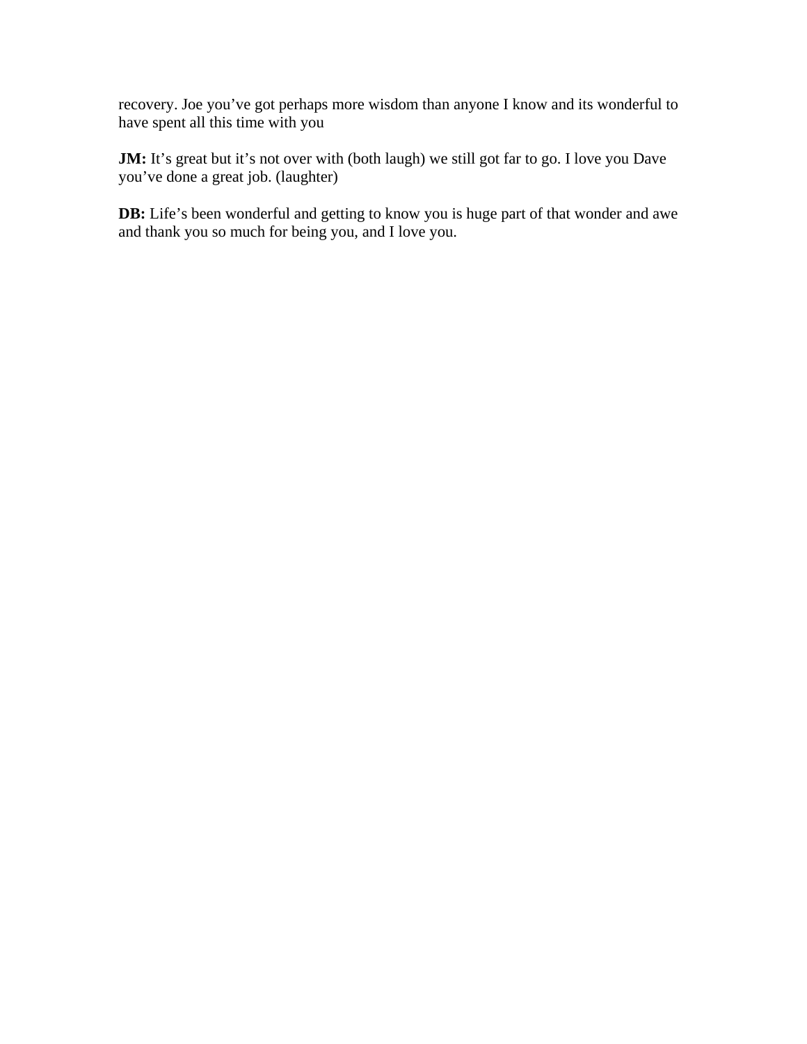recovery. Joe you've got perhaps more wisdom than anyone I know and its wonderful to have spent all this time with you

**JM:** It's great but it's not over with (both laugh) we still got far to go. I love you Dave you've done a great job. (laughter)

**DB:** Life's been wonderful and getting to know you is huge part of that wonder and awe and thank you so much for being you, and I love you.